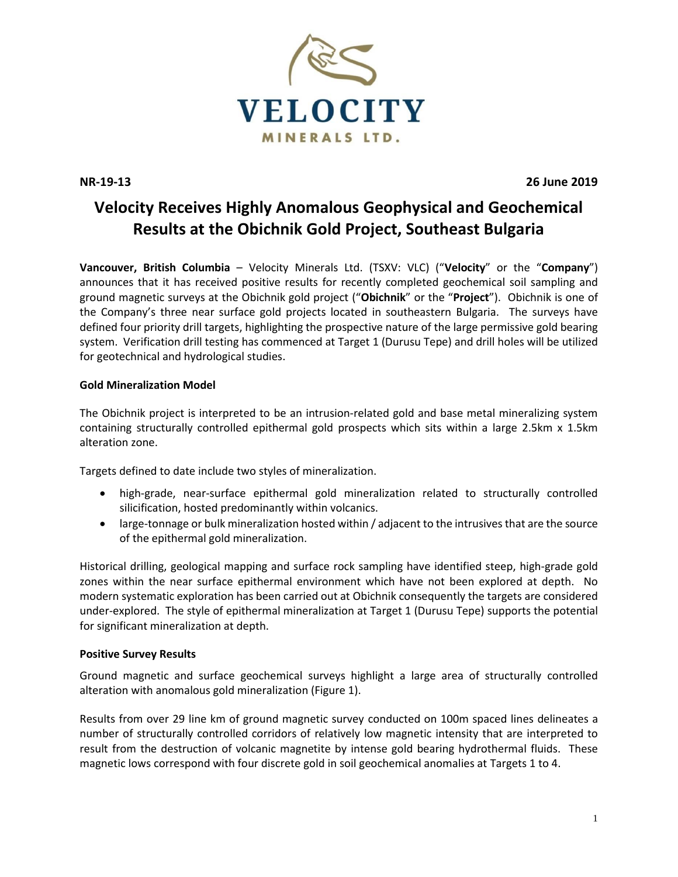VELOCITY MINERALS LTD.

**NR-19-13** **26 June 2019**

# Velocity Receives Highly Anomalous Geophysical and Geochemical Results at the Obichnik Gold Project, Southeast Bulgaria

**Vancouver, British Columbia** – Velocity Minerals Ltd. (TSXV: VLC) ("**Velocity**" or the "**Company**") announces that it has received positive results for recently completed geochemical soil sampling and ground magnetic surveys at the Obichnik gold project ("**Obichnik**" or the "**Project**"). Obichnik is one of the Company's three near surface gold projects located in southeastern Bulgaria. The surveys have defined four priority drill targets, highlighting the prospective nature of the large permissive gold bearing system. Verification drill testing has commenced at Target 1 (Durusu Tepe) and drill holes will be utilized for geotechnical and hydrological studies.

**Gold Mineralization Model**

The Obichnik project is interpreted to be an intrusion-related gold and base metal mineralizing system containing structurally controlled epithermal gold prospects which sits within a large 2.5km x 1.5km alteration zone.

Targets defined to date include two styles of mineralization.

- high-grade, near-surface epithermal gold mineralization related to structurally controlled silicification, hosted predominantly within volcanics.
- large-tonnage or bulk mineralization hosted within / adjacent to the intrusives that are the source of the epithermal gold mineralization.

Historical drilling, geological mapping and surface rock sampling have identified steep, high-grade gold zones within the near surface epithermal environment which have not been explored at depth. No modern systematic exploration has been carried out at Obichnik consequently the targets are considered under-explored. The style of epithermal mineralization at Target 1 (Durusu Tepe) supports the potential for significant mineralization at depth.

**Positive Survey Results**

Ground magnetic and surface geochemical surveys highlight a large area of structurally controlled alteration with anomalous gold mineralization (Figure 1).

Results from over 29 line km of ground magnetic survey conducted on 100m spaced lines delineates a number of structurally controlled corridors of relatively low magnetic intensity that are interpreted to result from the destruction of volcanic magnetite by intense gold bearing hydrothermal fluids. These magnetic lows correspond with four discrete gold in soil geochemical anomalies at Targets 1 to 4.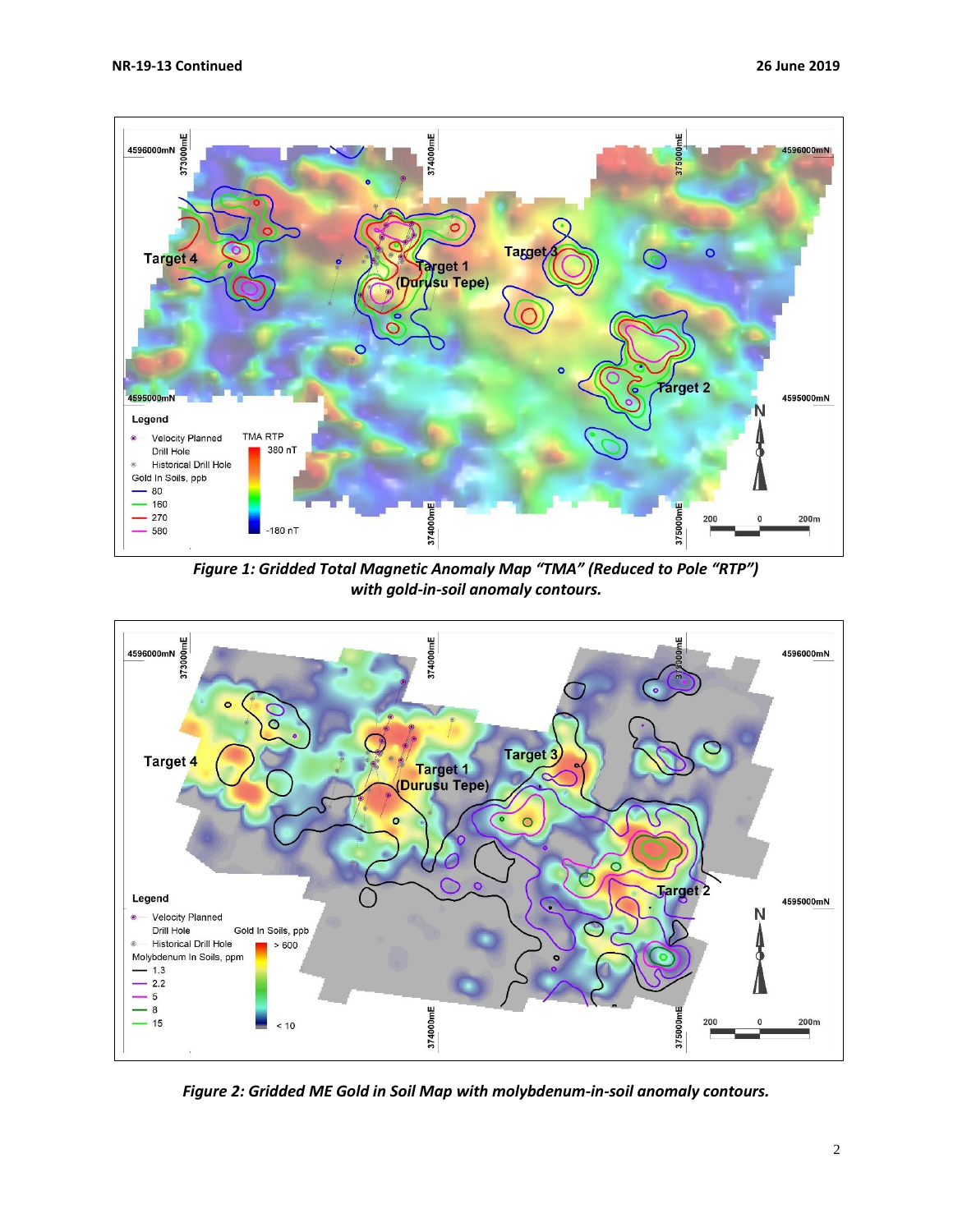*Figure 1: Gridded Total Magnetic Anomaly Map “TMA” (Reduced to Pole “RTP”) with gold-in-soil anomaly contours.*

*Figure 2: Gridded ME Gold in Soil Map with molybdenum-in-soil anomaly contours.*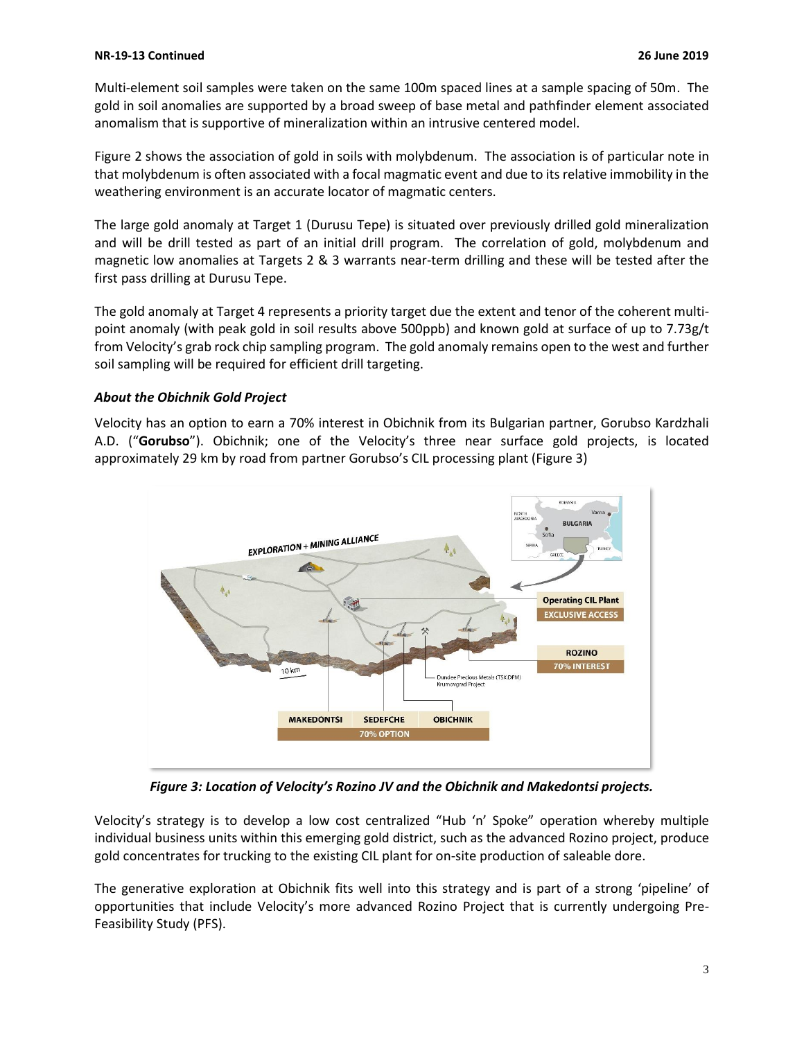Multi-element soil samples were taken on the same 100m spaced lines at a sample spacing of 50m. The gold in soil anomalies are supported by a broad sweep of base metal and pathfinder element associated anomalism that is supportive of mineralization within an intrusive centered model.

Figure 2 shows the association of gold in soils with molybdenum. The association is of particular note in that molybdenum is often associated with a focal magmatic event and due to its relative immobility in the weathering environment is an accurate locator of magmatic centers.

The large gold anomaly at Target 1 (Durusu Tepe) is situated over previously drilled gold mineralization and will be drill tested as part of an initial drill program. The correlation of gold, molybdenum and magnetic low anomalies at Targets 2 & 3 warrants near-term drilling and these will be tested after the first pass drilling at Durusu Tepe.

The gold anomaly at Target 4 represents a priority target due the extent and tenor of the coherent multi-point anomaly (with peak gold in soil results above 500ppb) and known gold at surface of up to 7.73g/t from Velocity's grab rock chip sampling program. The gold anomaly remains open to the west and further soil sampling will be required for efficient drill targeting.

### *About the Obichnik Gold Project*

Velocity has an option to earn a 70% interest in Obichnik from its Bulgarian partner, Gorubso Kardzhali A.D. ("**Gorubso**"). Obichnik; one of the Velocity's three near surface gold projects, is located approximately 29 km by road from partner Gorubso's CIL processing plant (Figure 3)

*Figure 3: Location of Velocity's Rozino JV and the Obichnik and Makedontsi projects.*

Velocity's strategy is to develop a low cost centralized "Hub 'n' Spoke" operation whereby multiple individual business units within this emerging gold district, such as the advanced Rozino project, produce gold concentrates for trucking to the existing CIL plant for on-site production of saleable dore.

The generative exploration at Obichnik fits well into this strategy and is part of a strong 'pipeline' of opportunities that include Velocity's more advanced Rozino Project that is currently undergoing Pre-Feasibility Study (PFS).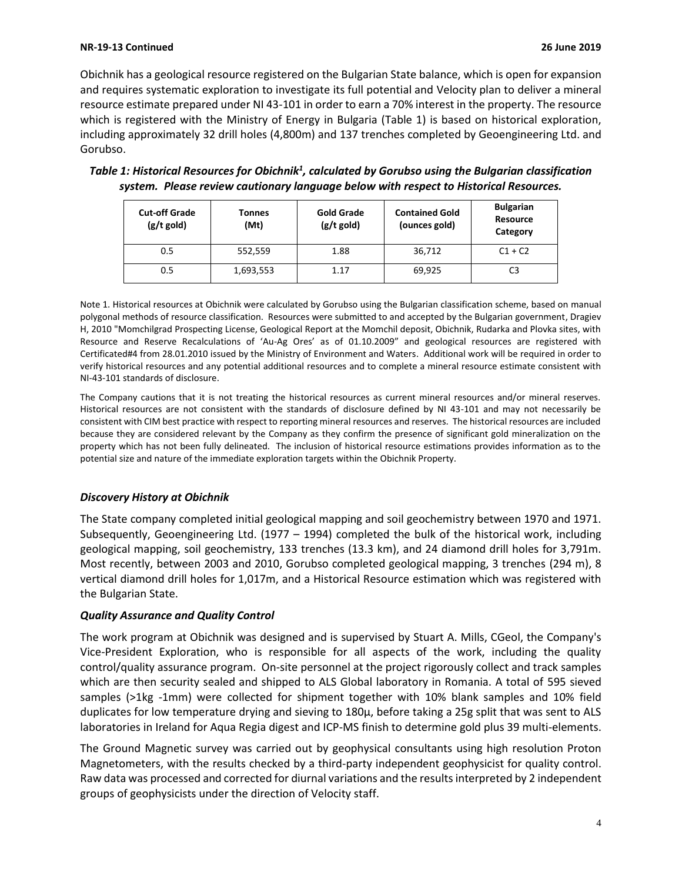Obichnik has a geological resource registered on the Bulgarian State balance, which is open for expansion and requires systematic exploration to investigate its full potential and Velocity plan to deliver a mineral resource estimate prepared under NI 43-101 in order to earn a 70% interest in the property. The resource which is registered with the Ministry of Energy in Bulgaria (Table 1) is based on historical exploration, including approximately 32 drill holes (4,800m) and 137 trenches completed by Geoengineering Ltd. and Gorubso.

***Table 1: Historical Resources for Obichnik[1], calculated by Gorubso using the Bulgarian classification system. Please review cautionary language below with respect to Historical Resources.***

| Cut-off Grade (g/t gold) | Tonnes (Mt) | Gold Grade (g/t gold) | Contained Gold (ounces gold) | Bulgarian Resource Category |
|---|---|---|---|---|
| 0.5 | 552,559 | 1.88 | 36,712 | C1 + C2 |
| 0.5 | 1,693,553 | 1.17 | 69,925 | C3 |

Note 1. Historical resources at Obichnik were calculated by Gorubso using the Bulgarian classification scheme, based on manual polygonal methods of resource classification. Resources were submitted to and accepted by the Bulgarian government, Dragiev H, 2010 "Momchilgrad Prospecting License, Geological Report at the Momchil deposit, Obichnik, Rudarka and Plovka sites, with Resource and Reserve Recalculations of 'Au-Ag Ores' as of 01.10.2009" and geological resources are registered with Certificated#4 from 28.01.2010 issued by the Ministry of Environment and Waters. Additional work will be required in order to verify historical resources and any potential additional resources and to complete a mineral resource estimate consistent with NI-43-101 standards of disclosure.

The Company cautions that it is not treating the historical resources as current mineral resources and/or mineral reserves. Historical resources are not consistent with the standards of disclosure defined by NI 43-101 and may not necessarily be consistent with CIM best practice with respect to reporting mineral resources and reserves. The historical resources are included because they are considered relevant by the Company as they confirm the presence of significant gold mineralization on the property which has not been fully delineated. The inclusion of historical resource estimations provides information as to the potential size and nature of the immediate exploration targets within the Obichnik Property.

### *Discovery History at Obichnik*

The State company completed initial geological mapping and soil geochemistry between 1970 and 1971. Subsequently, Geoengineering Ltd. (1977 – 1994) completed the bulk of the historical work, including geological mapping, soil geochemistry, 133 trenches (13.3 km), and 24 diamond drill holes for 3,791m. Most recently, between 2003 and 2010, Gorubso completed geological mapping, 3 trenches (294 m), 8 vertical diamond drill holes for 1,017m, and a Historical Resource estimation which was registered with the Bulgarian State.

### *Quality Assurance and Quality Control*

The work program at Obichnik was designed and is supervised by Stuart A. Mills, CGeol, the Company's Vice-President Exploration, who is responsible for all aspects of the work, including the quality control/quality assurance program. On-site personnel at the project rigorously collect and track samples which are then security sealed and shipped to ALS Global laboratory in Romania. A total of 595 sieved samples (>1kg -1mm) were collected for shipment together with 10% blank samples and 10% field duplicates for low temperature drying and sieving to 180µ, before taking a 25g split that was sent to ALS laboratories in Ireland for Aqua Regia digest and ICP-MS finish to determine gold plus 39 multi-elements.

The Ground Magnetic survey was carried out by geophysical consultants using high resolution Proton Magnetometers, with the results checked by a third-party independent geophysicist for quality control. Raw data was processed and corrected for diurnal variations and the results interpreted by 2 independent groups of geophysicists under the direction of Velocity staff.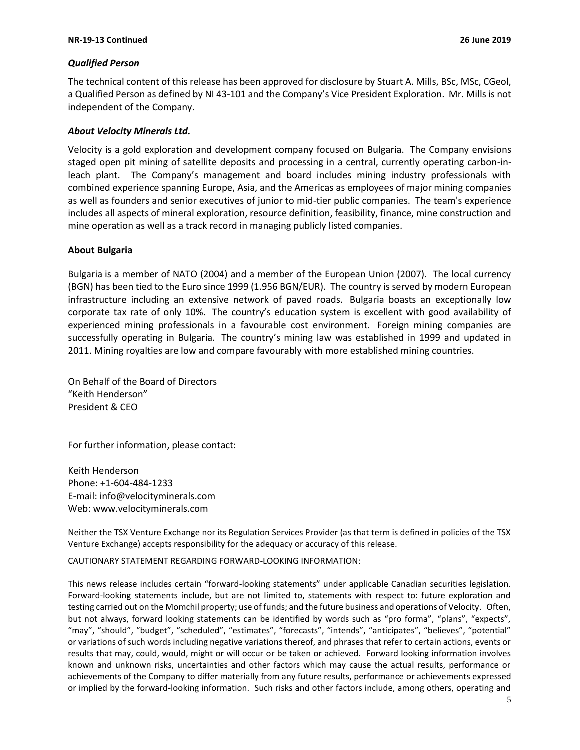### *Qualified Person*

The technical content of this release has been approved for disclosure by Stuart A. Mills, BSc, MSc, CGeol, a Qualified Person as defined by NI 43-101 and the Company's Vice President Exploration. Mr. Mills is not independent of the Company.

### *About Velocity Minerals Ltd.*

Velocity is a gold exploration and development company focused on Bulgaria. The Company envisions staged open pit mining of satellite deposits and processing in a central, currently operating carbon-in-leach plant. The Company's management and board includes mining industry professionals with combined experience spanning Europe, Asia, and the Americas as employees of major mining companies as well as founders and senior executives of junior to mid-tier public companies. The team's experience includes all aspects of mineral exploration, resource definition, feasibility, finance, mine construction and mine operation as well as a track record in managing publicly listed companies.

### About Bulgaria

Bulgaria is a member of NATO (2004) and a member of the European Union (2007). The local currency (BGN) has been tied to the Euro since 1999 (1.956 BGN/EUR). The country is served by modern European infrastructure including an extensive network of paved roads. Bulgaria boasts an exceptionally low corporate tax rate of only 10%. The country's education system is excellent with good availability of experienced mining professionals in a favourable cost environment. Foreign mining companies are successfully operating in Bulgaria. The country's mining law was established in 1999 and updated in 2011. Mining royalties are low and compare favourably with more established mining countries.

On Behalf of the Board of Directors
"Keith Henderson"
President & CEO

For further information, please contact:

Keith Henderson
Phone: +1-604-484-1233
E-mail: info@velocityminerals.com
Web: www.velocityminerals.com

Neither the TSX Venture Exchange nor its Regulation Services Provider (as that term is defined in policies of the TSX Venture Exchange) accepts responsibility for the adequacy or accuracy of this release.

CAUTIONARY STATEMENT REGARDING FORWARD-LOOKING INFORMATION:

This news release includes certain "forward-looking statements" under applicable Canadian securities legislation. Forward-looking statements include, but are not limited to, statements with respect to: future exploration and testing carried out on the Momchil property; use of funds; and the future business and operations of Velocity. Often, but not always, forward looking statements can be identified by words such as "pro forma", "plans", "expects", "may", "should", "budget", "scheduled", "estimates", "forecasts", "intends", "anticipates", "believes", "potential" or variations of such words including negative variations thereof, and phrases that refer to certain actions, events or results that may, could, would, might or will occur or be taken or achieved. Forward looking information involves known and unknown risks, uncertainties and other factors which may cause the actual results, performance or achievements of the Company to differ materially from any future results, performance or achievements expressed or implied by the forward-looking information. Such risks and other factors include, among others, operating and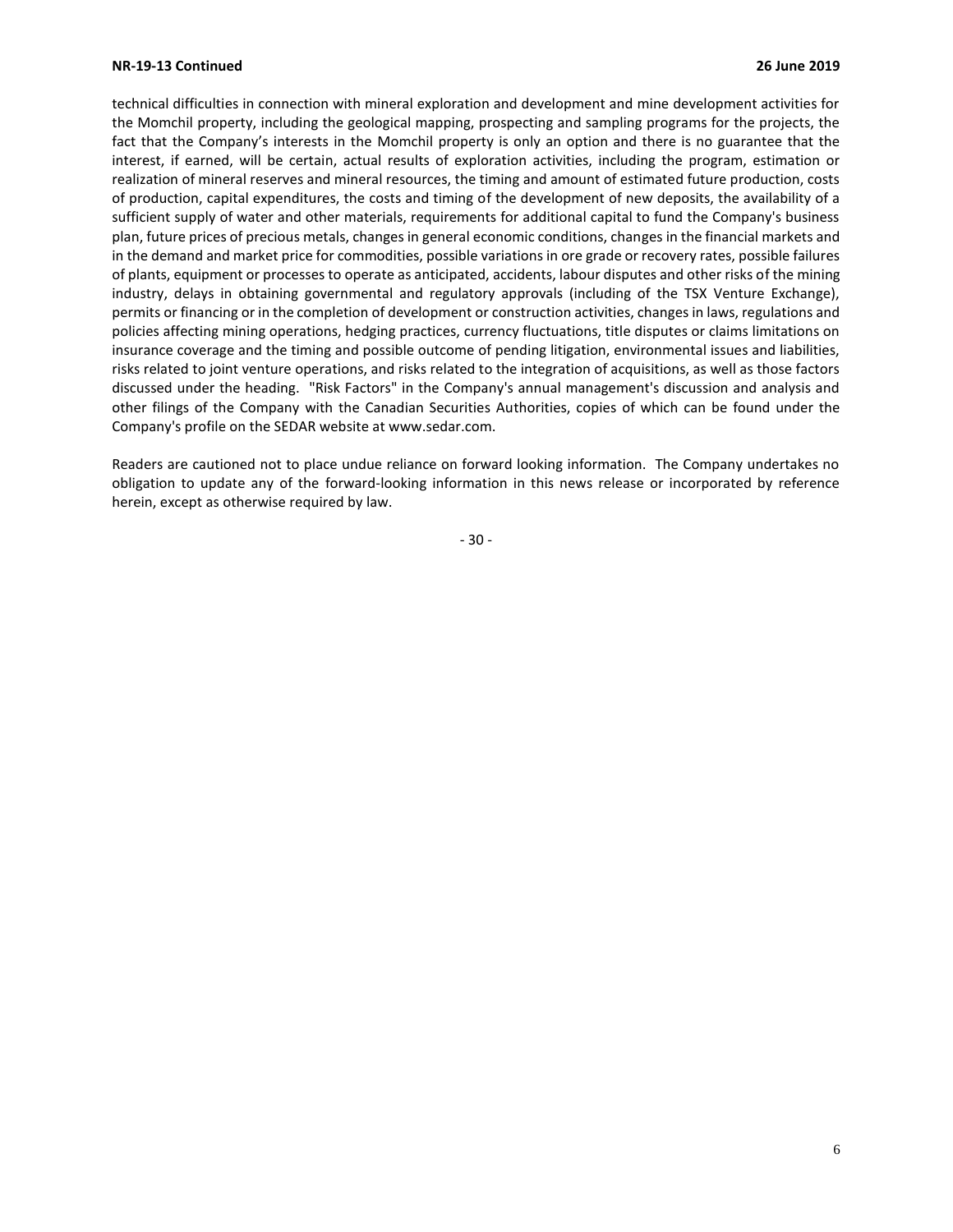technical difficulties in connection with mineral exploration and development and mine development activities for the Momchil property, including the geological mapping, prospecting and sampling programs for the projects, the fact that the Company's interests in the Momchil property is only an option and there is no guarantee that the interest, if earned, will be certain, actual results of exploration activities, including the program, estimation or realization of mineral reserves and mineral resources, the timing and amount of estimated future production, costs of production, capital expenditures, the costs and timing of the development of new deposits, the availability of a sufficient supply of water and other materials, requirements for additional capital to fund the Company's business plan, future prices of precious metals, changes in general economic conditions, changes in the financial markets and in the demand and market price for commodities, possible variations in ore grade or recovery rates, possible failures of plants, equipment or processes to operate as anticipated, accidents, labour disputes and other risks of the mining industry, delays in obtaining governmental and regulatory approvals (including of the TSX Venture Exchange), permits or financing or in the completion of development or construction activities, changes in laws, regulations and policies affecting mining operations, hedging practices, currency fluctuations, title disputes or claims limitations on insurance coverage and the timing and possible outcome of pending litigation, environmental issues and liabilities, risks related to joint venture operations, and risks related to the integration of acquisitions, as well as those factors discussed under the heading. "Risk Factors" in the Company's annual management's discussion and analysis and other filings of the Company with the Canadian Securities Authorities, copies of which can be found under the Company's profile on the SEDAR website at www.sedar.com.

Readers are cautioned not to place undue reliance on forward looking information. The Company undertakes no obligation to update any of the forward-looking information in this news release or incorporated by reference herein, except as otherwise required by law.

- 30 -